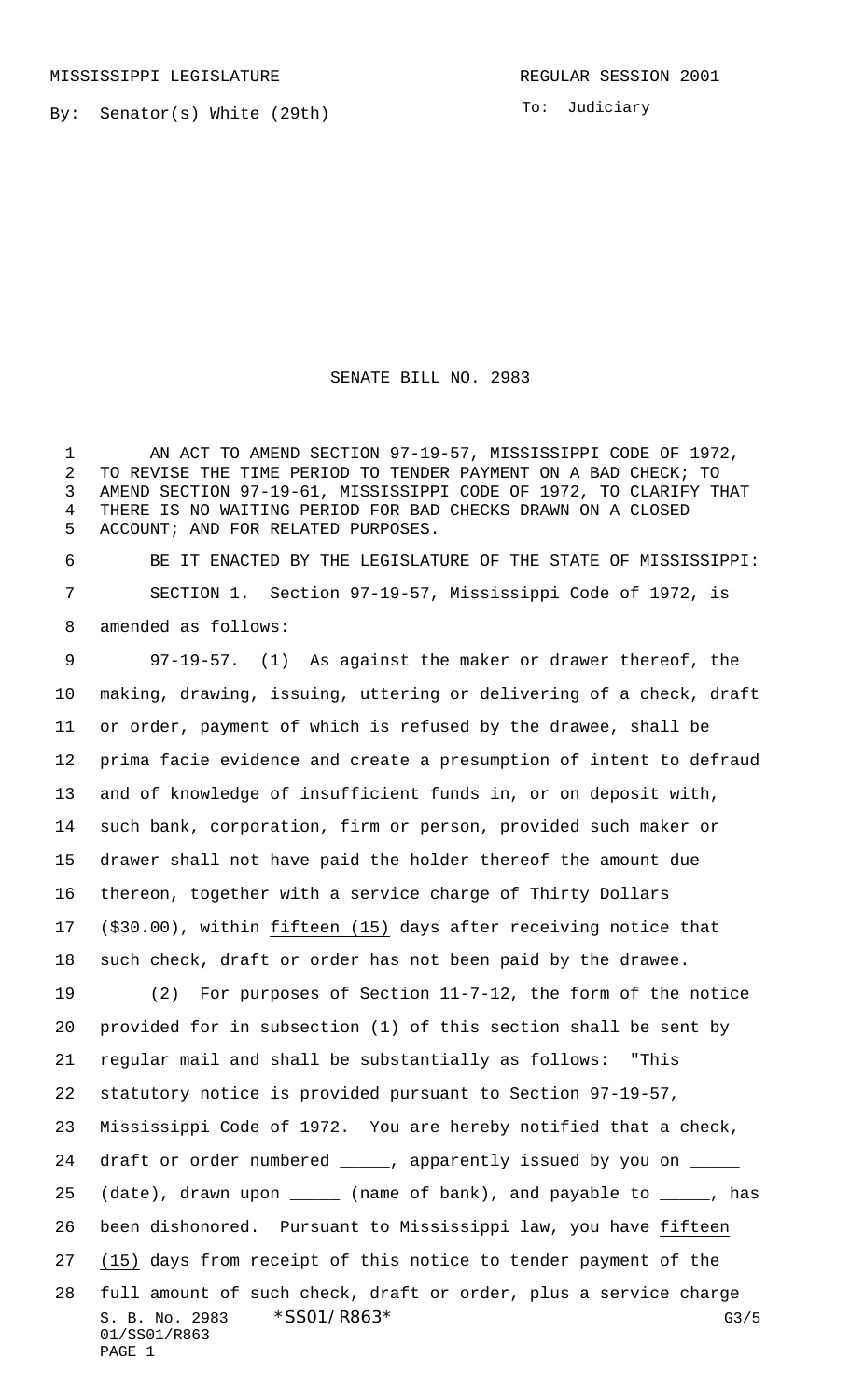MISSISSIPPI LEGISLATURE REGULAR SESSION 2001

By: Senator(s) White (29th)

To: Judiciary

SENATE BILL NO. 2983

AN ACT TO AMEND SECTION 97-19-57, MISSISSIPPI CODE OF 1972, TO REVISE THE TIME PERIOD TO TENDER PAYMENT ON A BAD CHECK; TO AMEND SECTION 97-19-61, MISSISSIPPI CODE OF 1972, TO CLARIFY THAT THERE IS NO WAITING PERIOD FOR BAD CHECKS DRAWN ON A CLOSED ACCOUNT; AND FOR RELATED PURPOSES.

BE IT ENACTED BY THE LEGISLATURE OF THE STATE OF MISSISSIPPI:

SECTION 1. Section 97-19-57, Mississippi Code of 1972, is amended as follows:

97-19-57. (1) As against the maker or drawer thereof, the making, drawing, issuing, uttering or delivering of a check, draft or order, payment of which is refused by the drawee, shall be prima facie evidence and create a presumption of intent to defraud and of knowledge of insufficient funds in, or on deposit with, such bank, corporation, firm or person, provided such maker or drawer shall not have paid the holder thereof the amount due thereon, together with a service charge of Thirty Dollars ($30.00), within fifteen (15) days after receiving notice that such check, draft or order has not been paid by the drawee.

(2) For purposes of Section 11-7-12, the form of the notice provided for in subsection (1) of this section shall be sent by regular mail and shall be substantially as follows: "This statutory notice is provided pursuant to Section 97-19-57, Mississippi Code of 1972. You are hereby notified that a check, draft or order numbered _____, apparently issued by you on _____ (date), drawn upon _____ (name of bank), and payable to _____, has been dishonored. Pursuant to Mississippi law, you have fifteen (15) days from receipt of this notice to tender payment of the full amount of such check, draft or order, plus a service charge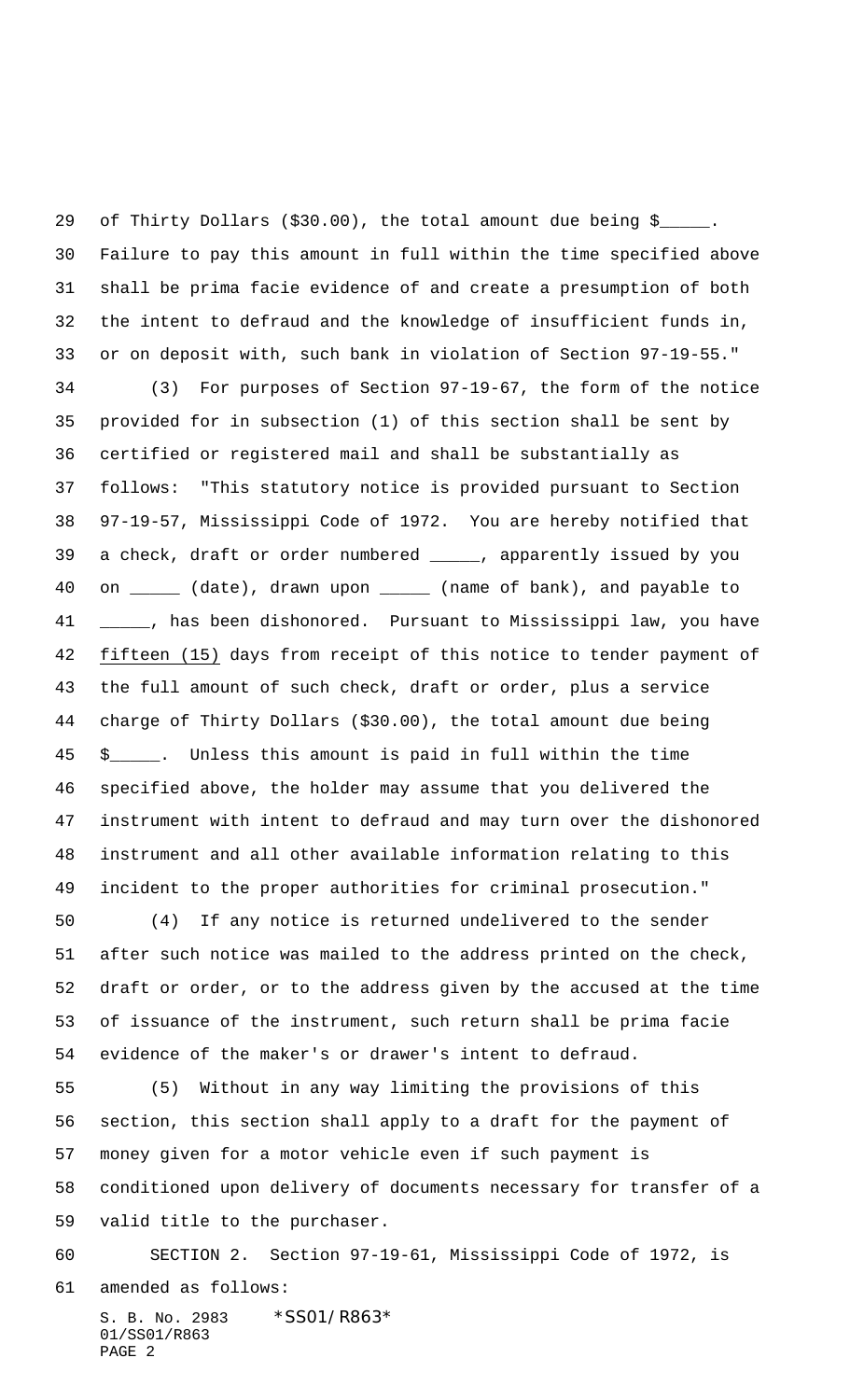of Thirty Dollars ($30.00), the total amount due being $_____. Failure to pay this amount in full within the time specified above shall be prima facie evidence of and create a presumption of both the intent to defraud and the knowledge of insufficient funds in, or on deposit with, such bank in violation of Section 97-19-55."

(3) For purposes of Section 97-19-67, the form of the notice provided for in subsection (1) of this section shall be sent by certified or registered mail and shall be substantially as follows: "This statutory notice is provided pursuant to Section 97-19-57, Mississippi Code of 1972. You are hereby notified that a check, draft or order numbered _____, apparently issued by you on _____ (date), drawn upon _____ (name of bank), and payable to _____, has been dishonored. Pursuant to Mississippi law, you have <u>fifteen (15)</u> days from receipt of this notice to tender payment of the full amount of such check, draft or order, plus a service charge of Thirty Dollars ($30.00), the total amount due being $_____. Unless this amount is paid in full within the time specified above, the holder may assume that you delivered the instrument with intent to defraud and may turn over the dishonored instrument and all other available information relating to this incident to the proper authorities for criminal prosecution."

(4) If any notice is returned undelivered to the sender after such notice was mailed to the address printed on the check, draft or order, or to the address given by the accused at the time of issuance of the instrument, such return shall be prima facie evidence of the maker's or drawer's intent to defraud.

(5) Without in any way limiting the provisions of this section, this section shall apply to a draft for the payment of money given for a motor vehicle even if such payment is conditioned upon delivery of documents necessary for transfer of a valid title to the purchaser.

SECTION 2. Section 97-19-61, Mississippi Code of 1972, is amended as follows: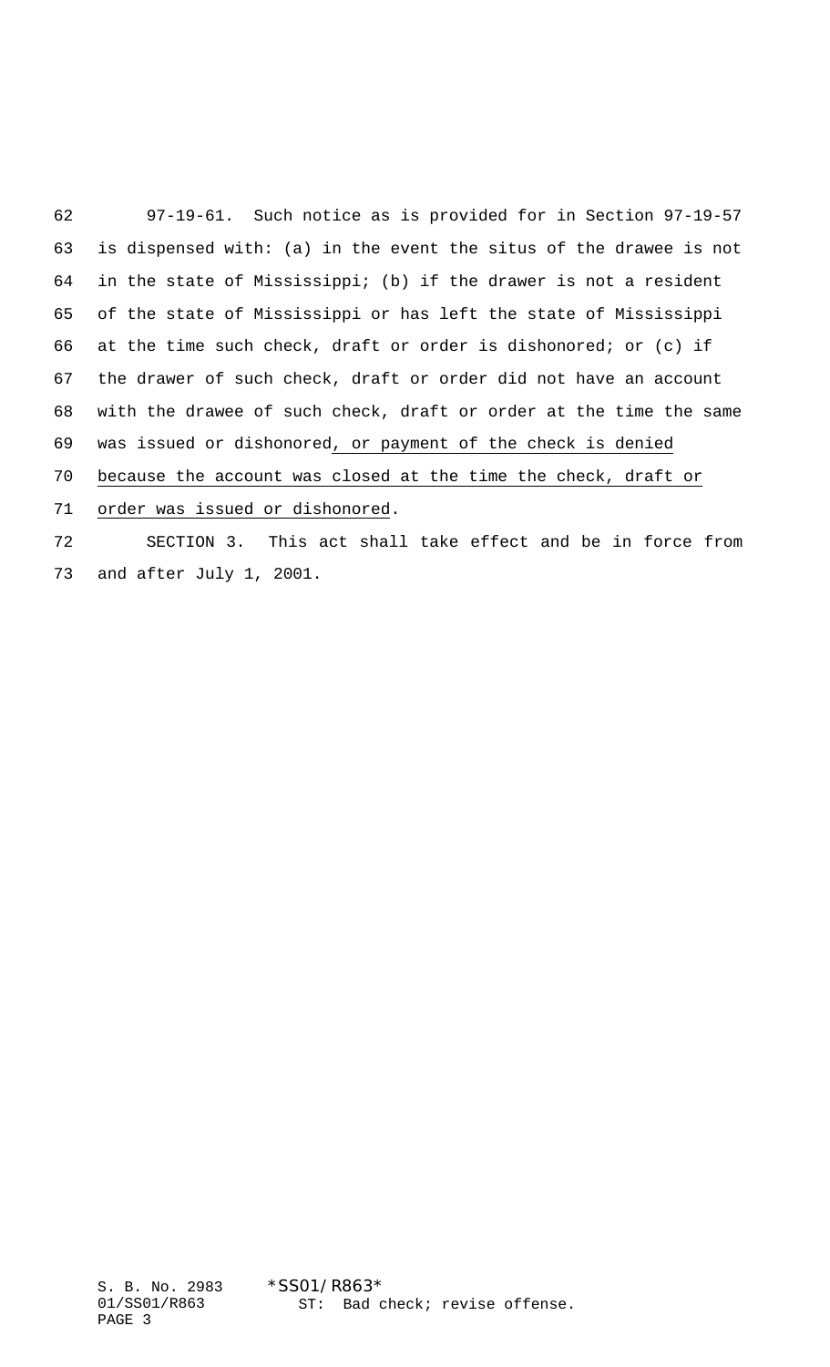97-19-61. Such notice as is provided for in Section 97-19-57 is dispensed with: (a) in the event the situs of the drawee is not in the state of Mississippi; (b) if the drawer is not a resident of the state of Mississippi or has left the state of Mississippi at the time such check, draft or order is dishonored; or (c) if the drawer of such check, draft or order did not have an account with the drawee of such check, draft or order at the time the same was issued or dishonored<u>, or payment of the check is denied because the account was closed at the time the check, draft or order was issued or dishonored</u>.

SECTION 3. This act shall take effect and be in force from and after July 1, 2001.